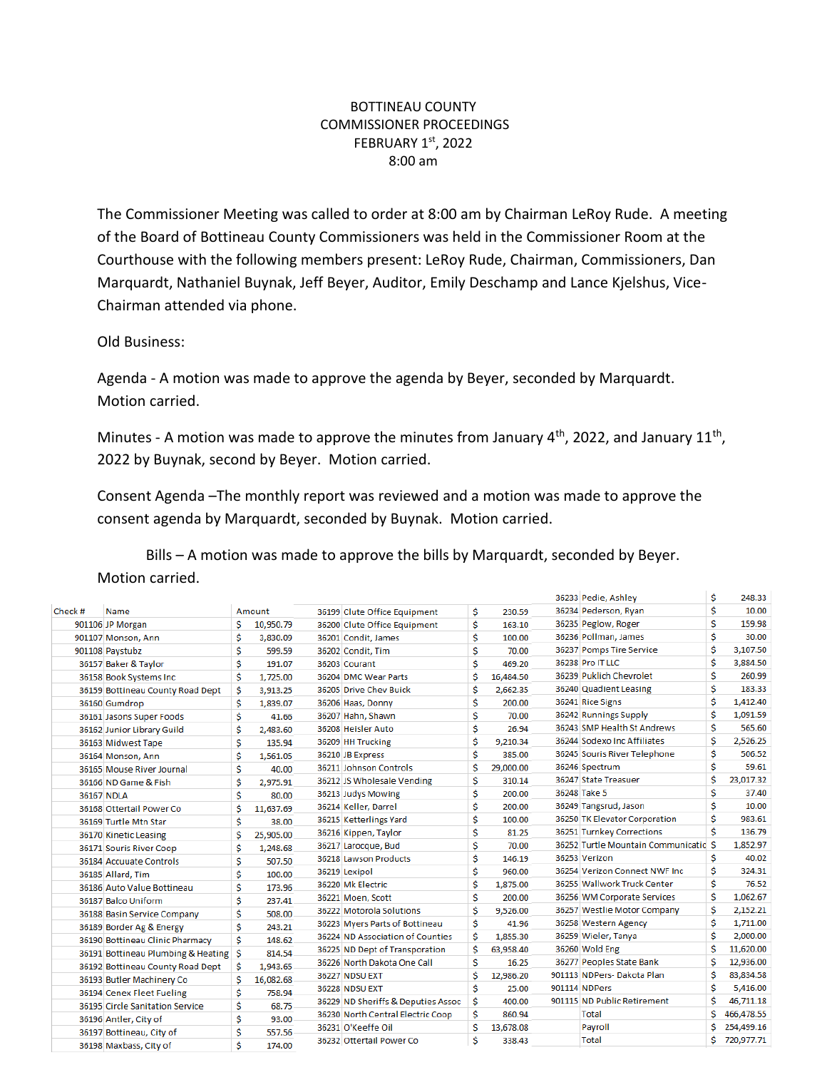BOTTINEAU COUNTY
COMMISSIONER PROCEEDINGS
FEBRUARY 1st, 2022
8:00 am

The Commissioner Meeting was called to order at 8:00 am by Chairman LeRoy Rude. A meeting of the Board of Bottineau County Commissioners was held in the Commissioner Room at the Courthouse with the following members present: LeRoy Rude, Chairman, Commissioners, Dan Marquardt, Nathaniel Buynak, Jeff Beyer, Auditor, Emily Deschamp and Lance Kjelshus, Vice-Chairman attended via phone.

Old Business:

Agenda - A motion was made to approve the agenda by Beyer, seconded by Marquardt. Motion carried.

Minutes - A motion was made to approve the minutes from January 4th, 2022, and January 11th, 2022 by Buynak, second by Beyer. Motion carried.

Consent Agenda –The monthly report was reviewed and a motion was made to approve the consent agenda by Marquardt, seconded by Buynak. Motion carried.

Bills – A motion was made to approve the bills by Marquardt, seconded by Beyer. Motion carried.

| Check # | Name | Amount |
|---|---|---|
| 901106 | JP Morgan | $ 10,950.79 |
| 901107 | Monson, Ann | $ 3,830.09 |
| 901108 | Paystubz | $ 599.59 |
| 36157 | Baker & Taylor | $ 191.07 |
| 36158 | Book Systems Inc | $ 1,725.00 |
| 36159 | Bottineau County Road Dept | $ 3,913.25 |
| 36160 | Gumdrop | $ 1,839.07 |
| 36161 | Jasons Super Foods | $ 41.66 |
| 36162 | Junior Library Guild | $ 2,483.60 |
| 36163 | Midwest Tape | $ 135.94 |
| 36164 | Monson, Ann | $ 1,561.05 |
| 36165 | Mouse River Journal | $ 40.00 |
| 36166 | ND Game & Fish | $ 2,975.91 |
| 36167 | NDLA | $ 80.00 |
| 36168 | Ottertail Power Co | $ 11,637.69 |
| 36169 | Turtle Mtn Star | $ 38.00 |
| 36170 | Kinetic Leasing | $ 25,905.00 |
| 36171 | Souris River Coop | $ 1,248.68 |
| 36184 | Accuuate Controls | $ 507.50 |
| 36185 | Allard, Tim | $ 100.00 |
| 36186 | Auto Value Bottineau | $ 173.96 |
| 36187 | Balco Uniform | $ 237.41 |
| 36188 | Basin Service Company | $ 508.00 |
| 36189 | Border Ag & Energy | $ 243.21 |
| 36190 | Bottineau Clinic Pharmacy | $ 148.62 |
| 36191 | Bottineau Plumbing & Heating | $ 814.54 |
| 36192 | Bottineau County Road Dept | $ 1,943.65 |
| 36193 | Butler Machinery Co | $ 16,082.68 |
| 36194 | Cenex Fleet Fueling | $ 758.94 |
| 36195 | Circle Sanitation Service | $ 68.75 |
| 36196 | Antler, City of | $ 93.00 |
| 36197 | Bottineau, City of | $ 557.56 |
| 36198 | Maxbass, City of | $ 174.00 |
| 36199 | Clute Office Equipment | $ 230.59 |
| 36200 | Clute Office Equipment | $ 163.10 |
| 36201 | Condit, James | $ 100.00 |
| 36202 | Condit, Tim | $ 70.00 |
| 36203 | Courant | $ 469.20 |
| 36204 | DMC Wear Parts | $ 16,484.50 |
| 36205 | Drive Chev Buick | $ 2,662.35 |
| 36206 | Haas, Donny | $ 200.00 |
| 36207 | Hahn, Shawn | $ 70.00 |
| 36208 | Heisler Auto | $ 26.94 |
| 36209 | HH Trucking | $ 9,210.34 |
| 36210 | JB Express | $ 385.00 |
| 36211 | Johnson Controls | $ 29,000.00 |
| 36212 | JS Wholesale Vending | $ 310.14 |
| 36213 | Judys Mowing | $ 200.00 |
| 36214 | Keller, Darrel | $ 200.00 |
| 36215 | Ketterlings Yard | $ 100.00 |
| 36216 | Kippen, Taylor | $ 81.25 |
| 36217 | Larocque, Bud | $ 70.00 |
| 36218 | Lawson Products | $ 146.19 |
| 36219 | Lexipol | $ 960.00 |
| 36220 | Mk Electric | $ 1,875.00 |
| 36221 | Moen, Scott | $ 200.00 |
| 36222 | Motorola Solutions | $ 9,526.00 |
| 36223 | Myers Parts of Bottineau | $ 41.96 |
| 36224 | ND Association of Counties | $ 1,855.30 |
| 36225 | ND Dept of Transporation | $ 63,958.40 |
| 36226 | North Dakota One Call | $ 16.25 |
| 36227 | NDSU EXT | $ 12,986.20 |
| 36228 | NDSU EXT | $ 25.00 |
| 36229 | ND Sheriffs & Deputies Assoc | $ 400.00 |
| 36230 | North Central Electric Coop | $ 860.94 |
| 36231 | O'Keeffe Oil | $ 13,678.08 |
| 36232 | Ottertail Power Co | $ 338.43 |
| 36233 | Pedie, Ashley | $ 248.33 |
| 36234 | Pederson, Ryan | $ 10.00 |
| 36235 | Peglow, Roger | $ 159.98 |
| 36236 | Pollman, James | $ 30.00 |
| 36237 | Pomps Tire Service | $ 3,107.50 |
| 36238 | Pro IT LLC | $ 3,884.50 |
| 36239 | Puklich Chevrolet | $ 260.99 |
| 36240 | Quadient Leasing | $ 183.33 |
| 36241 | Rice Signs | $ 1,412.40 |
| 36242 | Runnings Supply | $ 1,091.59 |
| 36243 | SMP Health St Andrews | $ 565.60 |
| 36244 | Sodexo Inc Affiliates | $ 2,526.25 |
| 36245 | Souris River Telephone | $ 506.52 |
| 36246 | Spectrum | $ 59.61 |
| 36247 | State Treasuer | $ 23,017.32 |
| 36248 | Take 5 | $ 37.40 |
| 36249 | Tangsrud, Jason | $ 10.00 |
| 36250 | TK Elevator Corporation | $ 983.61 |
| 36251 | Turnkey Corrections | $ 136.79 |
| 36252 | Turtle Mountain Communicatic | $ 1,852.97 |
| 36253 | Verizon | $ 40.02 |
| 36254 | Verizon Connect NWF Inc | $ 324.31 |
| 36255 | Wallwork Truck Center | $ 76.52 |
| 36256 | WM Corporate Services | $ 1,062.67 |
| 36257 | Westlie Motor Company | $ 2,152.21 |
| 36258 | Western Agency | $ 1,711.00 |
| 36259 | Wieler, Tanya | $ 2,000.00 |
| 36260 | Wold Eng | $ 11,620.00 |
| 36277 | Peoples State Bank | $ 12,936.00 |
| 901113 | NDPers- Dakota Plan | $ 83,834.58 |
| 901114 | NDPers | $ 5,416.00 |
| 901115 | ND Public Retirement | $ 46,711.18 |
| | Total | $ 466,478.55 |
| | Payroll | $ 254,499.16 |
| | Total | $ 720,977.71 |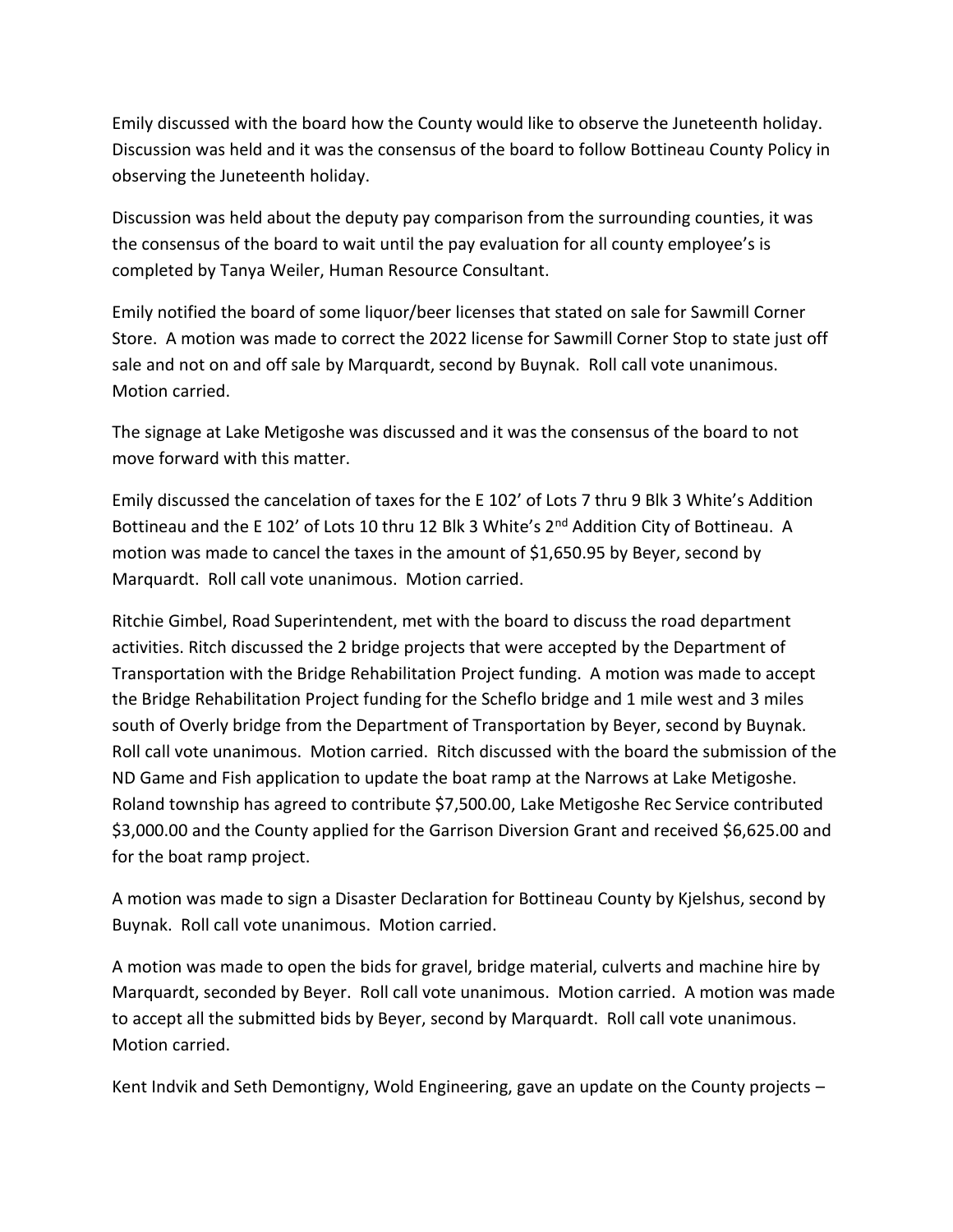Emily discussed with the board how the County would like to observe the Juneteenth holiday. Discussion was held and it was the consensus of the board to follow Bottineau County Policy in observing the Juneteenth holiday.

Discussion was held about the deputy pay comparison from the surrounding counties, it was the consensus of the board to wait until the pay evaluation for all county employee's is completed by Tanya Weiler, Human Resource Consultant.

Emily notified the board of some liquor/beer licenses that stated on sale for Sawmill Corner Store. A motion was made to correct the 2022 license for Sawmill Corner Stop to state just off sale and not on and off sale by Marquardt, second by Buynak. Roll call vote unanimous. Motion carried.

The signage at Lake Metigoshe was discussed and it was the consensus of the board to not move forward with this matter.

Emily discussed the cancelation of taxes for the E 102' of Lots 7 thru 9 Blk 3 White's Addition Bottineau and the E 102' of Lots 10 thru 12 Blk 3 White's 2nd Addition City of Bottineau. A motion was made to cancel the taxes in the amount of $1,650.95 by Beyer, second by Marquardt. Roll call vote unanimous. Motion carried.

Ritchie Gimbel, Road Superintendent, met with the board to discuss the road department activities. Ritch discussed the 2 bridge projects that were accepted by the Department of Transportation with the Bridge Rehabilitation Project funding. A motion was made to accept the Bridge Rehabilitation Project funding for the Scheflo bridge and 1 mile west and 3 miles south of Overly bridge from the Department of Transportation by Beyer, second by Buynak. Roll call vote unanimous. Motion carried. Ritch discussed with the board the submission of the ND Game and Fish application to update the boat ramp at the Narrows at Lake Metigoshe. Roland township has agreed to contribute $7,500.00, Lake Metigoshe Rec Service contributed $3,000.00 and the County applied for the Garrison Diversion Grant and received $6,625.00 and for the boat ramp project.

A motion was made to sign a Disaster Declaration for Bottineau County by Kjelshus, second by Buynak. Roll call vote unanimous. Motion carried.

A motion was made to open the bids for gravel, bridge material, culverts and machine hire by Marquardt, seconded by Beyer. Roll call vote unanimous. Motion carried. A motion was made to accept all the submitted bids by Beyer, second by Marquardt. Roll call vote unanimous. Motion carried.

Kent Indvik and Seth Demontigny, Wold Engineering, gave an update on the County projects –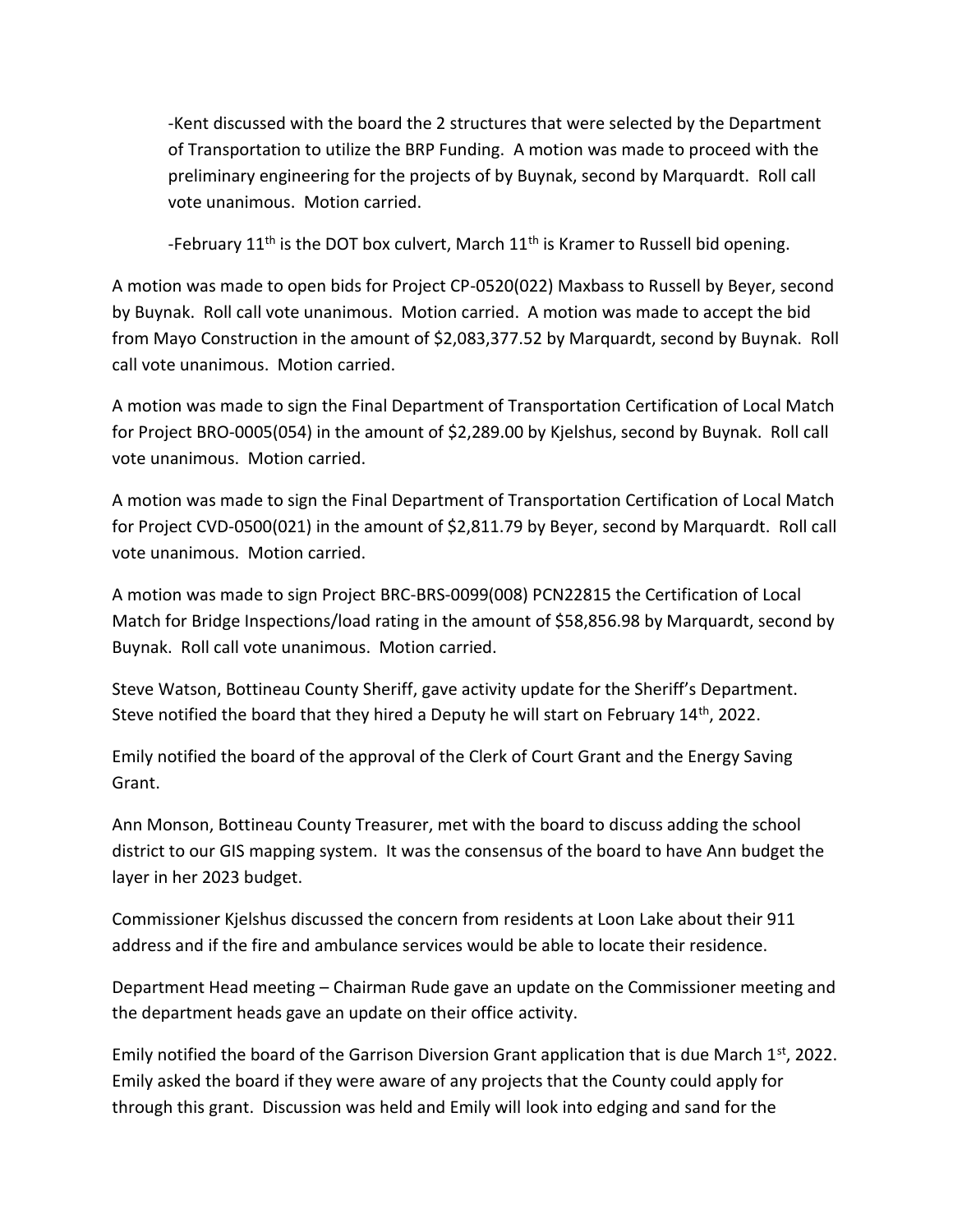-Kent discussed with the board the 2 structures that were selected by the Department of Transportation to utilize the BRP Funding. A motion was made to proceed with the preliminary engineering for the projects of by Buynak, second by Marquardt. Roll call vote unanimous. Motion carried.

-February 11th is the DOT box culvert, March 11th is Kramer to Russell bid opening.

A motion was made to open bids for Project CP-0520(022) Maxbass to Russell by Beyer, second by Buynak. Roll call vote unanimous. Motion carried. A motion was made to accept the bid from Mayo Construction in the amount of $2,083,377.52 by Marquardt, second by Buynak. Roll call vote unanimous. Motion carried.

A motion was made to sign the Final Department of Transportation Certification of Local Match for Project BRO-0005(054) in the amount of $2,289.00 by Kjelshus, second by Buynak. Roll call vote unanimous. Motion carried.

A motion was made to sign the Final Department of Transportation Certification of Local Match for Project CVD-0500(021) in the amount of $2,811.79 by Beyer, second by Marquardt. Roll call vote unanimous. Motion carried.

A motion was made to sign Project BRC-BRS-0099(008) PCN22815 the Certification of Local Match for Bridge Inspections/load rating in the amount of $58,856.98 by Marquardt, second by Buynak. Roll call vote unanimous. Motion carried.

Steve Watson, Bottineau County Sheriff, gave activity update for the Sheriff's Department. Steve notified the board that they hired a Deputy he will start on February 14th, 2022.

Emily notified the board of the approval of the Clerk of Court Grant and the Energy Saving Grant.

Ann Monson, Bottineau County Treasurer, met with the board to discuss adding the school district to our GIS mapping system. It was the consensus of the board to have Ann budget the layer in her 2023 budget.

Commissioner Kjelshus discussed the concern from residents at Loon Lake about their 911 address and if the fire and ambulance services would be able to locate their residence.

Department Head meeting – Chairman Rude gave an update on the Commissioner meeting and the department heads gave an update on their office activity.

Emily notified the board of the Garrison Diversion Grant application that is due March 1st, 2022. Emily asked the board if they were aware of any projects that the County could apply for through this grant. Discussion was held and Emily will look into edging and sand for the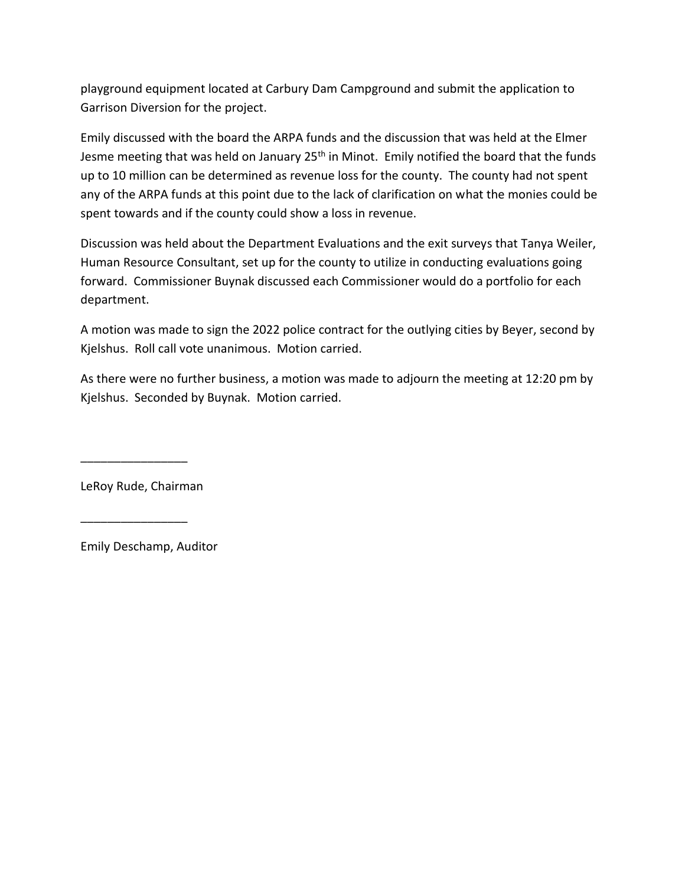playground equipment located at Carbury Dam Campground and submit the application to Garrison Diversion for the project.

Emily discussed with the board the ARPA funds and the discussion that was held at the Elmer Jesme meeting that was held on January 25th in Minot. Emily notified the board that the funds up to 10 million can be determined as revenue loss for the county. The county had not spent any of the ARPA funds at this point due to the lack of clarification on what the monies could be spent towards and if the county could show a loss in revenue.

Discussion was held about the Department Evaluations and the exit surveys that Tanya Weiler, Human Resource Consultant, set up for the county to utilize in conducting evaluations going forward. Commissioner Buynak discussed each Commissioner would do a portfolio for each department.

A motion was made to sign the 2022 police contract for the outlying cities by Beyer, second by Kjelshus. Roll call vote unanimous. Motion carried.

As there were no further business, a motion was made to adjourn the meeting at 12:20 pm by Kjelshus. Seconded by Buynak. Motion carried.

________________

LeRoy Rude, Chairman

________________

Emily Deschamp, Auditor